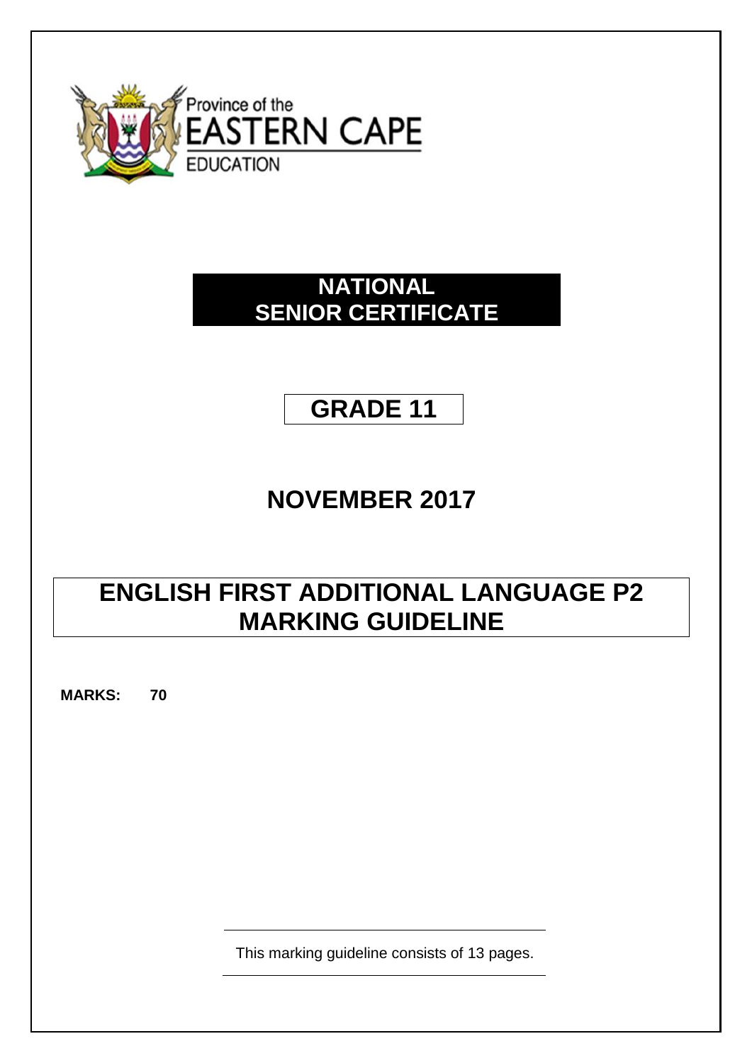Province of the
EASTERN CAPE
EDUCATION

# NATIONAL SENIOR CERTIFICATE

## GRADE 11

## NOVEMBER 2017

# ENGLISH FIRST ADDITIONAL LANGUAGE P2 MARKING GUIDELINE

**MARKS: 70**

This marking guideline consists of 13 pages.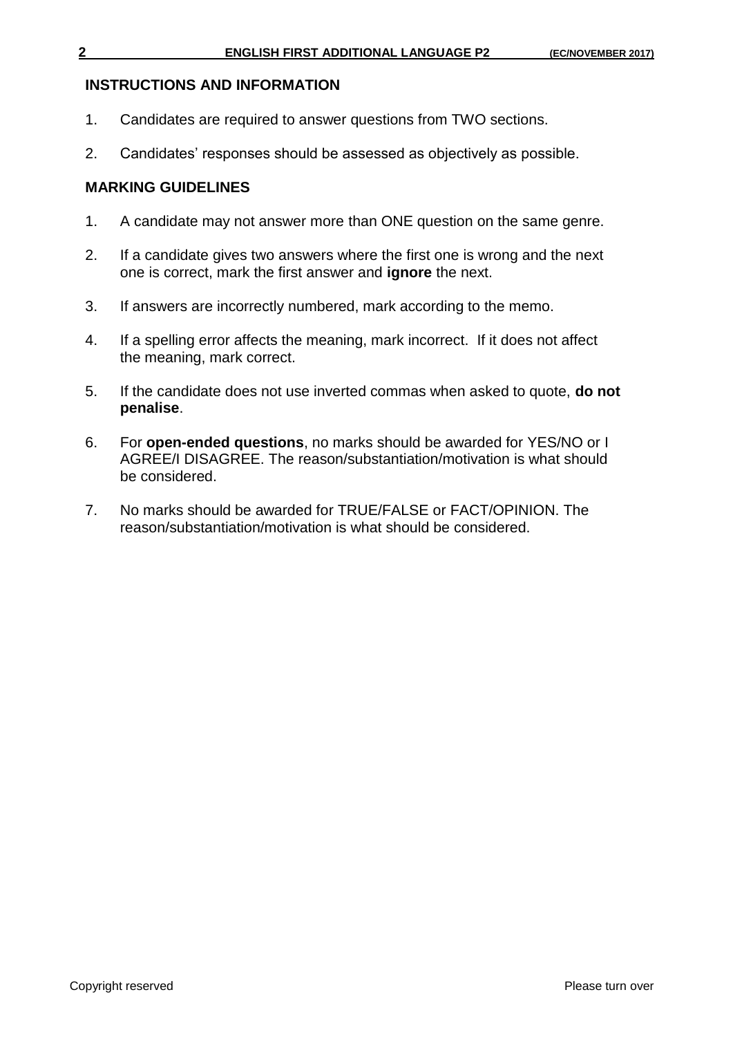## INSTRUCTIONS AND INFORMATION

1. Candidates are required to answer questions from TWO sections.
2. Candidates' responses should be assessed as objectively as possible.

## MARKING GUIDELINES

1. A candidate may not answer more than ONE question on the same genre.
2. If a candidate gives two answers where the first one is wrong and the next one is correct, mark the first answer and **ignore** the next.
3. If answers are incorrectly numbered, mark according to the memo.
4. If a spelling error affects the meaning, mark incorrect. If it does not affect the meaning, mark correct.
5. If the candidate does not use inverted commas when asked to quote, **do not penalise**.
6. For **open-ended questions**, no marks should be awarded for YES/NO or I AGREE/I DISAGREE. The reason/substantiation/motivation is what should be considered.
7. No marks should be awarded for TRUE/FALSE or FACT/OPINION. The reason/substantiation/motivation is what should be considered.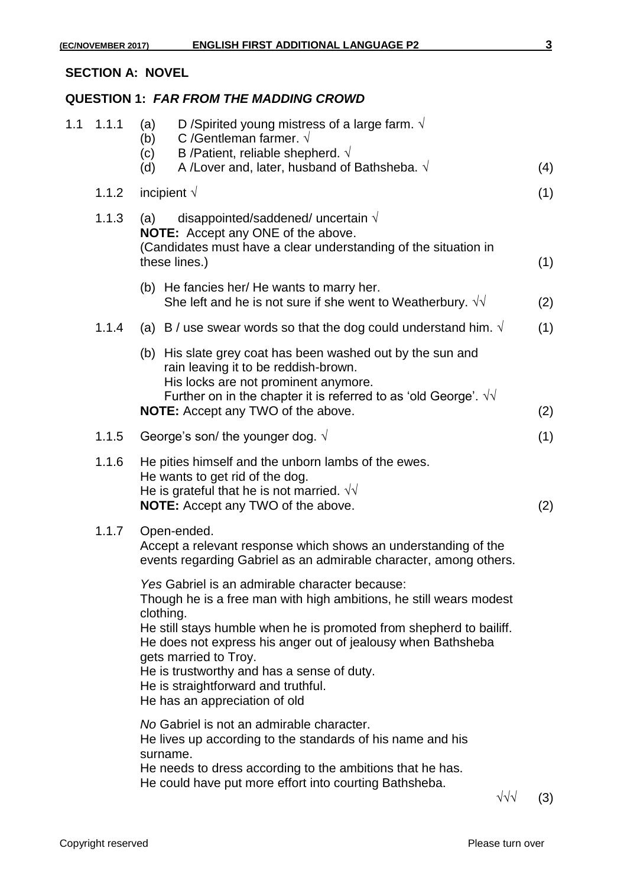## SECTION A: NOVEL

### QUESTION 1: *FAR FROM THE MADDING CROWD*

1.1 1.1.1 (a) D /Spirited young mistress of a large farm. √
(b) C /Gentleman farmer. √
(c) B /Patient, reliable shepherd. √
(d) A /Lover and, later, husband of Bathsheba. √ (4)

1.1.2 incipient √ (1)

1.1.3 (a) disappointed/saddened/ uncertain √
**NOTE:** Accept any ONE of the above.
(Candidates must have a clear understanding of the situation in these lines.) (1)

(b) He fancies her/ He wants to marry her.
She left and he is not sure if she went to Weatherbury. √√ (2)

1.1.4 (a) B / use swear words so that the dog could understand him. √ (1)

(b) His slate grey coat has been washed out by the sun and rain leaving it to be reddish-brown.
His locks are not prominent anymore.
Further on in the chapter it is referred to as 'old George'. √√
**NOTE:** Accept any TWO of the above. (2)

1.1.5 George's son/ the younger dog. √ (1)

1.1.6 He pities himself and the unborn lambs of the ewes.
He wants to get rid of the dog.
He is grateful that he is not married. √√
**NOTE:** Accept any TWO of the above. (2)

1.1.7 Open-ended.
Accept a relevant response which shows an understanding of the events regarding Gabriel as an admirable character, among others.

*Yes* Gabriel is an admirable character because:
Though he is a free man with high ambitions, he still wears modest clothing.
He still stays humble when he is promoted from shepherd to bailiff.
He does not express his anger out of jealousy when Bathsheba gets married to Troy.
He is trustworthy and has a sense of duty.
He is straightforward and truthful.
He has an appreciation of old

*No* Gabriel is not an admirable character.
He lives up according to the standards of his name and his surname.
He needs to dress according to the ambitions that he has.
He could have put more effort into courting Bathsheba.
√√√ (3)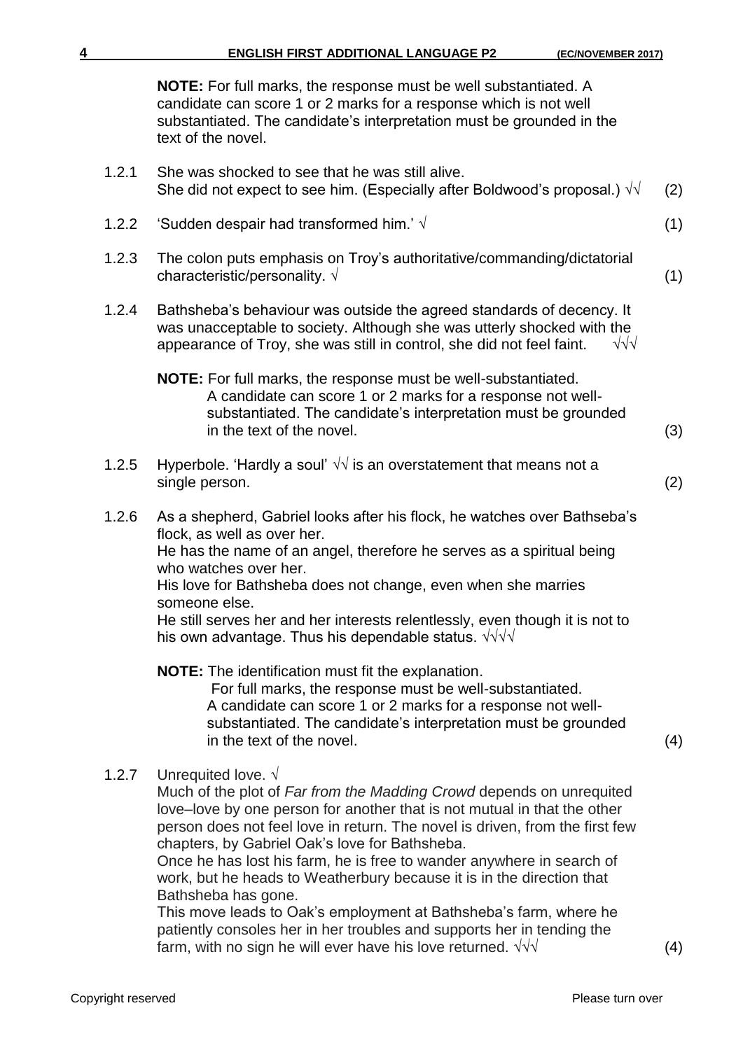**NOTE:** For full marks, the response must be well substantiated. A candidate can score 1 or 2 marks for a response which is not well substantiated. The candidate's interpretation must be grounded in the text of the novel.

1.2.1 She was shocked to see that he was still alive. She did not expect to see him. (Especially after Boldwood's proposal.) √√ (2)

1.2.2 'Sudden despair had transformed him.' √ (1)

1.2.3 The colon puts emphasis on Troy's authoritative/commanding/dictatorial characteristic/personality. √ (1)

1.2.4 Bathsheba's behaviour was outside the agreed standards of decency. It was unacceptable to society. Although she was utterly shocked with the appearance of Troy, she was still in control, she did not feel faint. √√√

**NOTE:** For full marks, the response must be well-substantiated. A candidate can score 1 or 2 marks for a response not well-substantiated. The candidate's interpretation must be grounded in the text of the novel. (3)

1.2.5 Hyperbole. 'Hardly a soul' √√ is an overstatement that means not a single person. (2)

1.2.6 As a shepherd, Gabriel looks after his flock, he watches over Bathseba's flock, as well as over her.
He has the name of an angel, therefore he serves as a spiritual being who watches over her.
His love for Bathsheba does not change, even when she marries someone else.
He still serves her and her interests relentlessly, even though it is not to his own advantage. Thus his dependable status. √√√√

**NOTE:** The identification must fit the explanation.
For full marks, the response must be well-substantiated.
A candidate can score 1 or 2 marks for a response not well-substantiated. The candidate's interpretation must be grounded in the text of the novel. (4)

1.2.7 Unrequited love. √
Much of the plot of *Far from the Madding Crowd* depends on unrequited love–love by one person for another that is not mutual in that the other person does not feel love in return. The novel is driven, from the first few chapters, by Gabriel Oak's love for Bathsheba.
Once he has lost his farm, he is free to wander anywhere in search of work, but he heads to Weatherbury because it is in the direction that Bathsheba has gone.
This move leads to Oak's employment at Bathsheba's farm, where he patiently consoles her in her troubles and supports her in tending the farm, with no sign he will ever have his love returned. √√√ (4)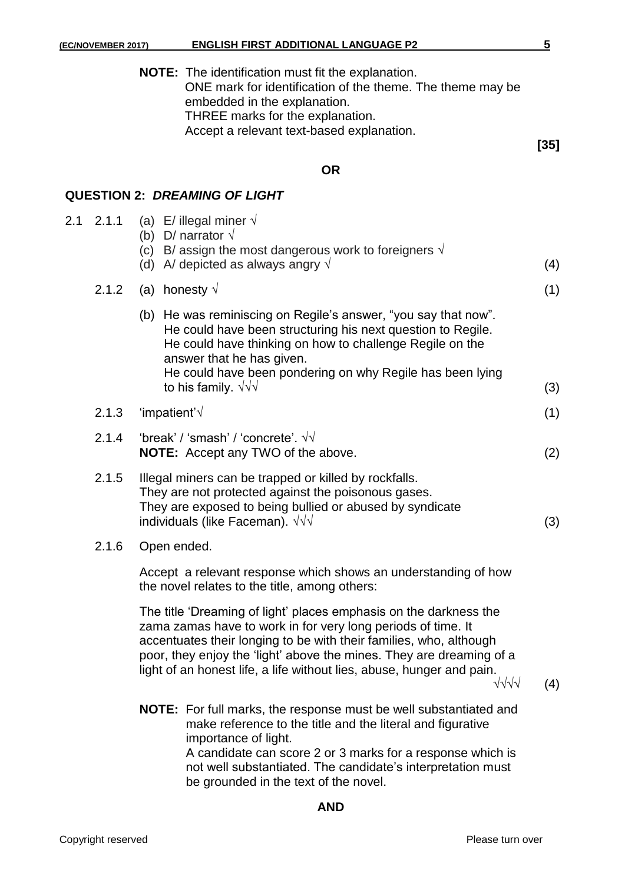**NOTE:** The identification must fit the explanation.
ONE mark for identification of the theme. The theme may be embedded in the explanation.
THREE marks for the explanation.
Accept a relevant text-based explanation.

**[35]**

**OR**

## QUESTION 2: *DREAMING OF LIGHT*

2.1 2.1.1
(a) E/ illegal miner √
(b) D/ narrator √
(c) B/ assign the most dangerous work to foreigners √
(d) A/ depicted as always angry √ (4)

2.1.2 (a) honesty √ (1)

(b) He was reminiscing on Regile's answer, "you say that now".
He could have been structuring his next question to Regile.
He could have thinking on how to challenge Regile on the answer that he has given.
He could have been pondering on why Regile has been lying to his family. √√√ (3)

2.1.3 'impatient'√ (1)

2.1.4 'break' / 'smash' / 'concrete'. √√
**NOTE:** Accept any TWO of the above. (2)

2.1.5 Illegal miners can be trapped or killed by rockfalls.
They are not protected against the poisonous gases.
They are exposed to being bullied or abused by syndicate individuals (like Faceman). √√√ (3)

2.1.6 Open ended.

Accept a relevant response which shows an understanding of how the novel relates to the title, among others:

The title 'Dreaming of light' places emphasis on the darkness the zama zamas have to work in for very long periods of time. It accentuates their longing to be with their families, who, although poor, they enjoy the 'light' above the mines. They are dreaming of a light of an honest life, a life without lies, abuse, hunger and pain. √√√√ (4)

**NOTE:** For full marks, the response must be well substantiated and make reference to the title and the literal and figurative importance of light.
A candidate can score 2 or 3 marks for a response which is not well substantiated. The candidate's interpretation must be grounded in the text of the novel.

**AND**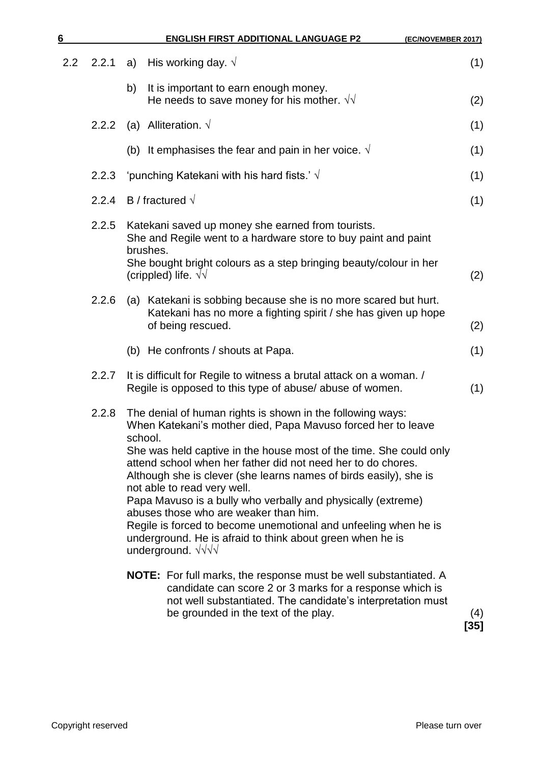2.2 2.2.1 a) His working day. √ (1)

b) It is important to earn enough money.
He needs to save money for his mother. √√ (2)

2.2.2 (a) Alliteration. √ (1)

(b) It emphasises the fear and pain in her voice. √ (1)

2.2.3 'punching Katekani with his hard fists.' √ (1)

2.2.4 B / fractured √ (1)

2.2.5 Katekani saved up money she earned from tourists.
She and Regile went to a hardware store to buy paint and paint brushes.
She bought bright colours as a step bringing beauty/colour in her (crippled) life. √√ (2)

2.2.6 (a) Katekani is sobbing because she is no more scared but hurt.
Katekani has no more a fighting spirit / she has given up hope of being rescued. (2)

(b) He confronts / shouts at Papa. (1)

2.2.7 It is difficult for Regile to witness a brutal attack on a woman. /
Regile is opposed to this type of abuse/ abuse of women. (1)

2.2.8 The denial of human rights is shown in the following ways:
When Katekani's mother died, Papa Mavuso forced her to leave school.
She was held captive in the house most of the time. She could only attend school when her father did not need her to do chores.
Although she is clever (she learns names of birds easily), she is not able to read very well.
Papa Mavuso is a bully who verbally and physically (extreme) abuses those who are weaker than him.
Regile is forced to become unemotional and unfeeling when he is underground. He is afraid to think about green when he is underground. √√√√

**NOTE:** For full marks, the response must be well substantiated. A candidate can score 2 or 3 marks for a response which is not well substantiated. The candidate's interpretation must be grounded in the text of the play. (4)
**[35]**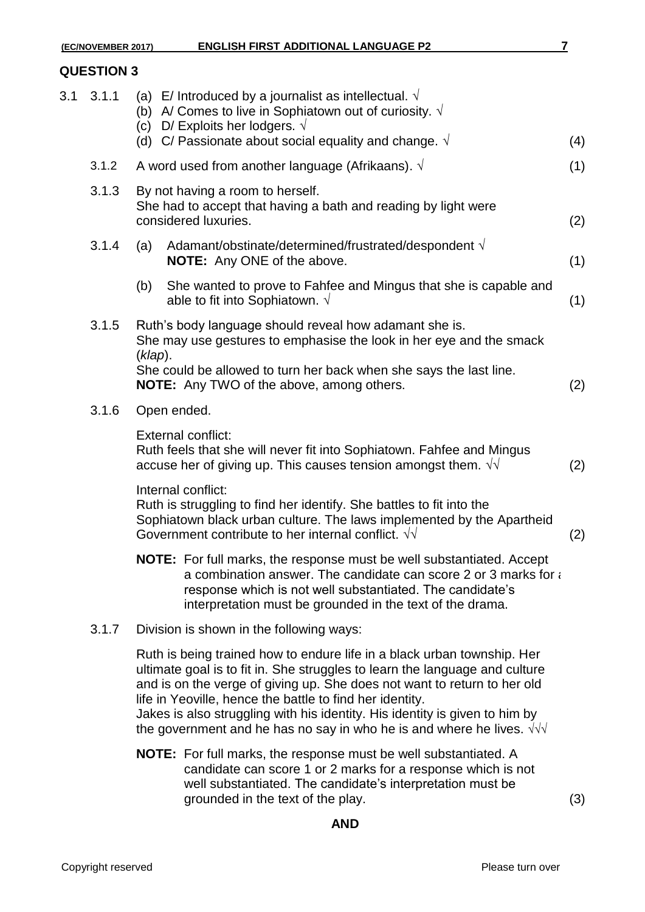## QUESTION 3

3.1 3.1.1 (a) E/ Introduced by a journalist as intellectual. √
(b) A/ Comes to live in Sophiatown out of curiosity. √
(c) D/ Exploits her lodgers. √
(d) C/ Passionate about social equality and change. √ (4)

3.1.2 A word used from another language (Afrikaans). √ (1)

3.1.3 By not having a room to herself.
She had to accept that having a bath and reading by light were considered luxuries. (2)

3.1.4 (a) Adamant/obstinate/determined/frustrated/despondent √
**NOTE:** Any ONE of the above. (1)

(b) She wanted to prove to Fahfee and Mingus that she is capable and able to fit into Sophiatown. √ (1)

3.1.5 Ruth's body language should reveal how adamant she is.
She may use gestures to emphasise the look in her eye and the smack (*klap*).
She could be allowed to turn her back when she says the last line.
**NOTE:** Any TWO of the above, among others. (2)

3.1.6 Open ended.

External conflict:
Ruth feels that she will never fit into Sophiatown. Fahfee and Mingus accuse her of giving up. This causes tension amongst them. √√ (2)

Internal conflict:
Ruth is struggling to find her identify. She battles to fit into the Sophiatown black urban culture. The laws implemented by the Apartheid Government contribute to her internal conflict. √√ (2)

**NOTE:** For full marks, the response must be well substantiated. Accept a combination answer. The candidate can score 2 or 3 marks for a response which is not well substantiated. The candidate's interpretation must be grounded in the text of the drama.

3.1.7 Division is shown in the following ways:

Ruth is being trained how to endure life in a black urban township. Her ultimate goal is to fit in. She struggles to learn the language and culture and is on the verge of giving up. She does not want to return to her old life in Yeoville, hence the battle to find her identity.
Jakes is also struggling with his identity. His identity is given to him by the government and he has no say in who he is and where he lives. √√√

**NOTE:** For full marks, the response must be well substantiated. A candidate can score 1 or 2 marks for a response which is not well substantiated. The candidate's interpretation must be grounded in the text of the play. (3)

**AND**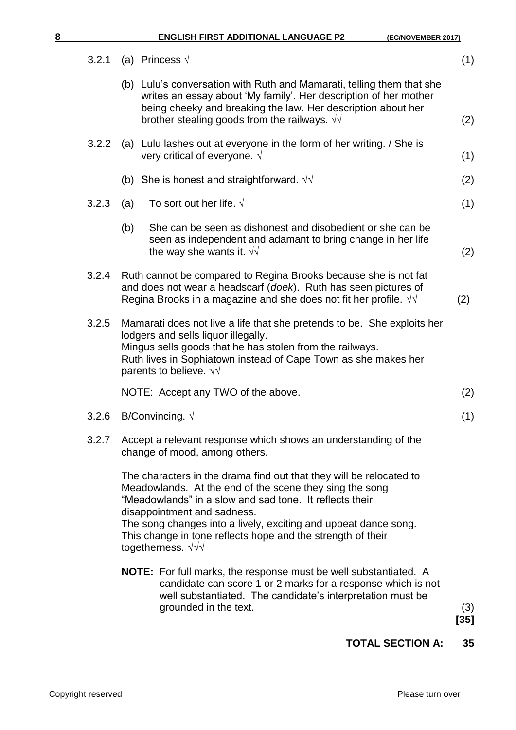3.2.1 (a) Princess √ (1)

(b) Lulu's conversation with Ruth and Mamarati, telling them that she writes an essay about 'My family'. Her description of her mother being cheeky and breaking the law. Her description about her brother stealing goods from the railways. √√ (2)

3.2.2 (a) Lulu lashes out at everyone in the form of her writing. / She is very critical of everyone. √ (1)

(b) She is honest and straightforward. √√ (2)

3.2.3 (a) To sort out her life. √ (1)

(b) She can be seen as dishonest and disobedient or she can be seen as independent and adamant to bring change in her life the way she wants it. √√ (2)

3.2.4 Ruth cannot be compared to Regina Brooks because she is not fat and does not wear a headscarf (*doek*). Ruth has seen pictures of Regina Brooks in a magazine and she does not fit her profile. √√ (2)

3.2.5 Mamarati does not live a life that she pretends to be. She exploits her lodgers and sells liquor illegally.
Mingus sells goods that he has stolen from the railways.
Ruth lives in Sophiatown instead of Cape Town as she makes her parents to believe. √√

NOTE: Accept any TWO of the above. (2)

3.2.6 B/Convincing. √ (1)

3.2.7 Accept a relevant response which shows an understanding of the change of mood, among others.

The characters in the drama find out that they will be relocated to Meadowlands. At the end of the scene they sing the song "Meadowlands" in a slow and sad tone. It reflects their disappointment and sadness.
The song changes into a lively, exciting and upbeat dance song. This change in tone reflects hope and the strength of their togetherness. √√√

**NOTE:** For full marks, the response must be well substantiated. A candidate can score 1 or 2 marks for a response which is not well substantiated. The candidate's interpretation must be grounded in the text. (3)

**[35]**

**TOTAL SECTION A: 35**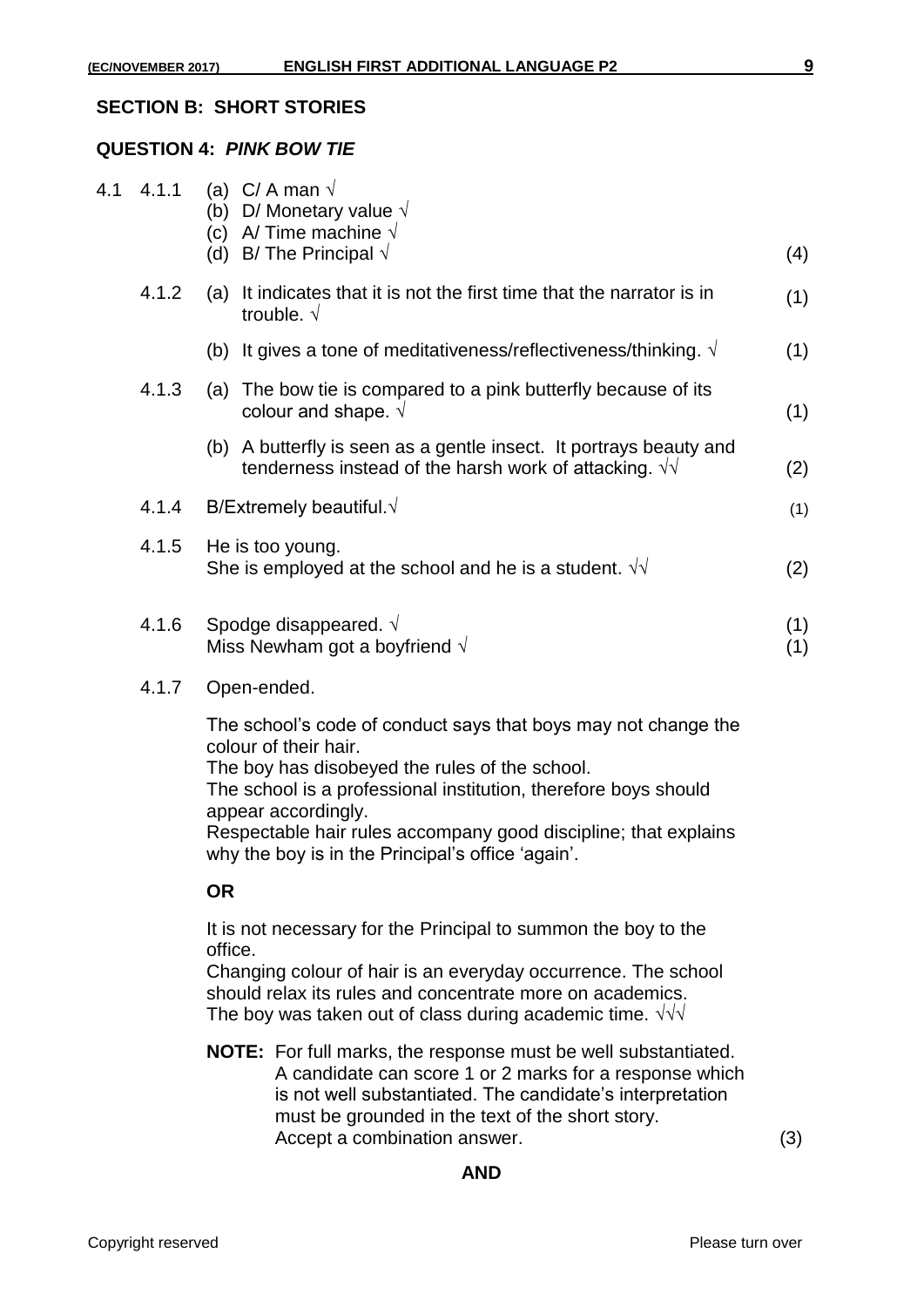## SECTION B: SHORT STORIES

### QUESTION 4: *PINK BOW TIE*

4.1 4.1.1
(a) C/ A man √
(b) D/ Monetary value √
(c) A/ Time machine √
(d) B/ The Principal √ (4)

4.1.2
(a) It indicates that it is not the first time that the narrator is in trouble. √ (1)

(b) It gives a tone of meditativeness/reflectiveness/thinking. √ (1)

4.1.3
(a) The bow tie is compared to a pink butterfly because of its colour and shape. √ (1)

(b) A butterfly is seen as a gentle insect. It portrays beauty and tenderness instead of the harsh work of attacking. √√ (2)

4.1.4 B/Extremely beautiful.√ (1)

4.1.5 He is too young.
She is employed at the school and he is a student. √√ (2)

4.1.6 Spodge disappeared. √ (1)
Miss Newham got a boyfriend √ (1)

4.1.7 Open-ended.

The school's code of conduct says that boys may not change the colour of their hair.
The boy has disobeyed the rules of the school.
The school is a professional institution, therefore boys should appear accordingly.
Respectable hair rules accompany good discipline; that explains why the boy is in the Principal's office 'again'.

**OR**

It is not necessary for the Principal to summon the boy to the office.
Changing colour of hair is an everyday occurrence. The school should relax its rules and concentrate more on academics.
The boy was taken out of class during academic time. √√√

**NOTE:** For full marks, the response must be well substantiated. A candidate can score 1 or 2 marks for a response which is not well substantiated. The candidate's interpretation must be grounded in the text of the short story.
Accept a combination answer. (3)

**AND**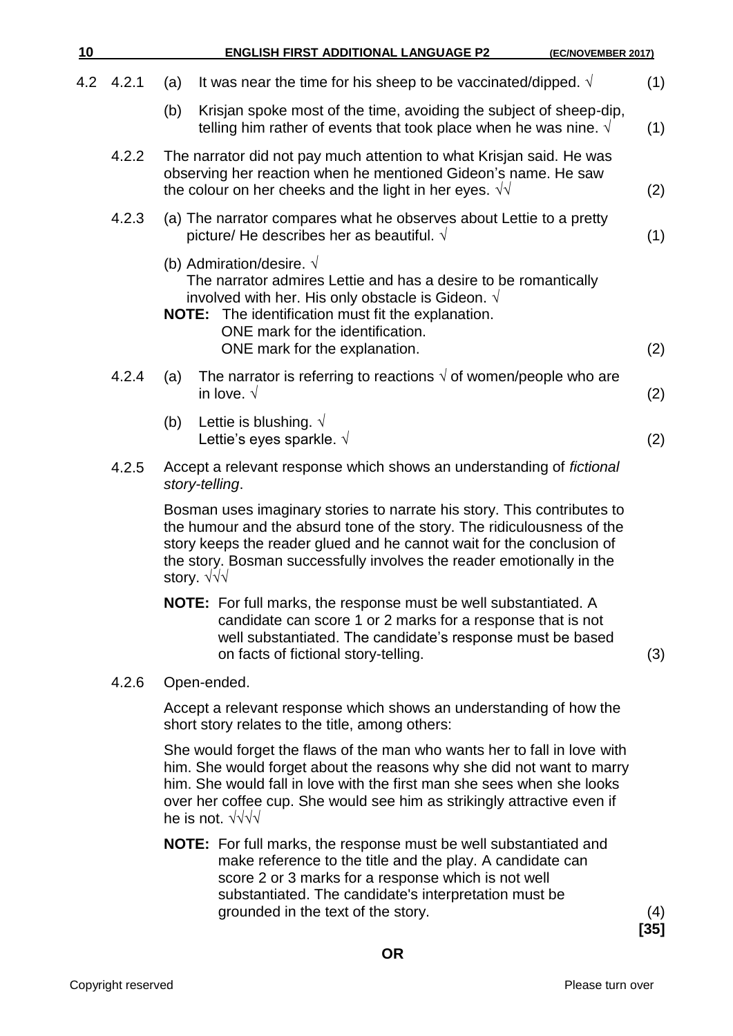4.2 4.2.1 (a) It was near the time for his sheep to be vaccinated/dipped. √ (1)

(b) Krisjan spoke most of the time, avoiding the subject of sheep-dip, telling him rather of events that took place when he was nine. √ (1)

4.2.2 The narrator did not pay much attention to what Krisjan said. He was observing her reaction when he mentioned Gideon's name. He saw the colour on her cheeks and the light in her eyes. √√ (2)

4.2.3 (a) The narrator compares what he observes about Lettie to a pretty picture/ He describes her as beautiful. √ (1)

(b) Admiration/desire. √
The narrator admires Lettie and has a desire to be romantically involved with her. His only obstacle is Gideon. √

**NOTE:** The identification must fit the explanation.
ONE mark for the identification.
ONE mark for the explanation. (2)

4.2.4 (a) The narrator is referring to reactions √ of women/people who are in love. √ (2)

(b) Lettie is blushing. √
Lettie's eyes sparkle. √ (2)

4.2.5 Accept a relevant response which shows an understanding of *fictional story-telling*.

Bosman uses imaginary stories to narrate his story. This contributes to the humour and the absurd tone of the story. The ridiculousness of the story keeps the reader glued and he cannot wait for the conclusion of the story. Bosman successfully involves the reader emotionally in the story. √√√

**NOTE:** For full marks, the response must be well substantiated. A candidate can score 1 or 2 marks for a response that is not well substantiated. The candidate's response must be based on facts of fictional story-telling. (3)

4.2.6 Open-ended.

Accept a relevant response which shows an understanding of how the short story relates to the title, among others:

She would forget the flaws of the man who wants her to fall in love with him. She would forget about the reasons why she did not want to marry him. She would fall in love with the first man she sees when she looks over her coffee cup. She would see him as strikingly attractive even if he is not. √√√√

**NOTE:** For full marks, the response must be well substantiated and make reference to the title and the play. A candidate can score 2 or 3 marks for a response which is not well substantiated. The candidate's interpretation must be grounded in the text of the story. (4)

**[35]**

**OR**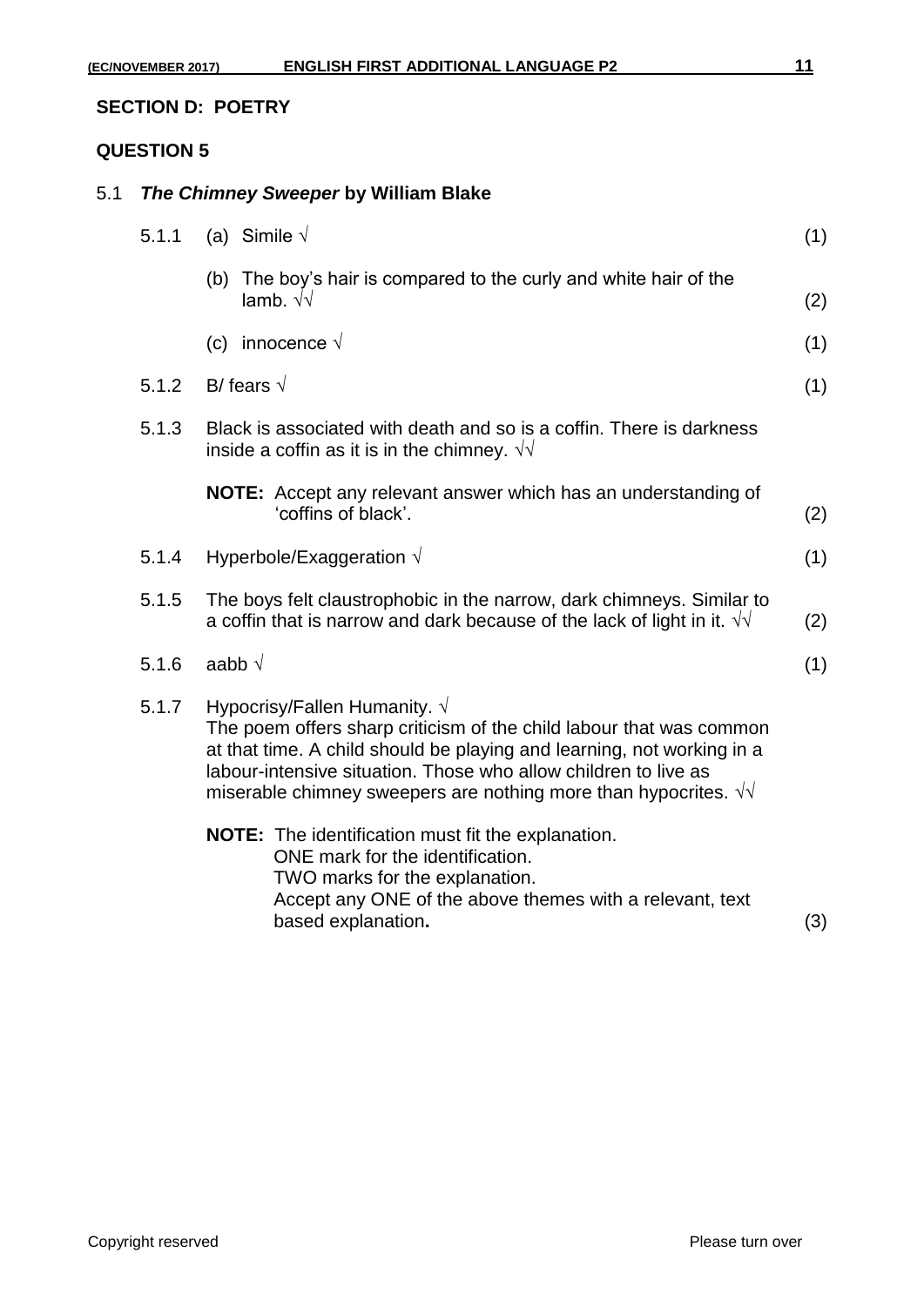## SECTION D: POETRY

## QUESTION 5

### 5.1 *The Chimney Sweeper* by William Blake

5.1.1 (a) Simile √ (1)

(b) The boy's hair is compared to the curly and white hair of the lamb. √√ (2)

(c) innocence √ (1)

5.1.2 B/ fears √ (1)

5.1.3 Black is associated with death and so is a coffin. There is darkness inside a coffin as it is in the chimney. √√

**NOTE:** Accept any relevant answer which has an understanding of 'coffins of black'. (2)

5.1.4 Hyperbole/Exaggeration √ (1)

5.1.5 The boys felt claustrophobic in the narrow, dark chimneys. Similar to a coffin that is narrow and dark because of the lack of light in it. √√ (2)

5.1.6 aabb √ (1)

5.1.7 Hypocrisy/Fallen Humanity. √
The poem offers sharp criticism of the child labour that was common at that time. A child should be playing and learning, not working in a labour-intensive situation. Those who allow children to live as miserable chimney sweepers are nothing more than hypocrites. √√

**NOTE:** The identification must fit the explanation.
ONE mark for the identification.
TWO marks for the explanation.
Accept any ONE of the above themes with a relevant, text based explanation**.** (3)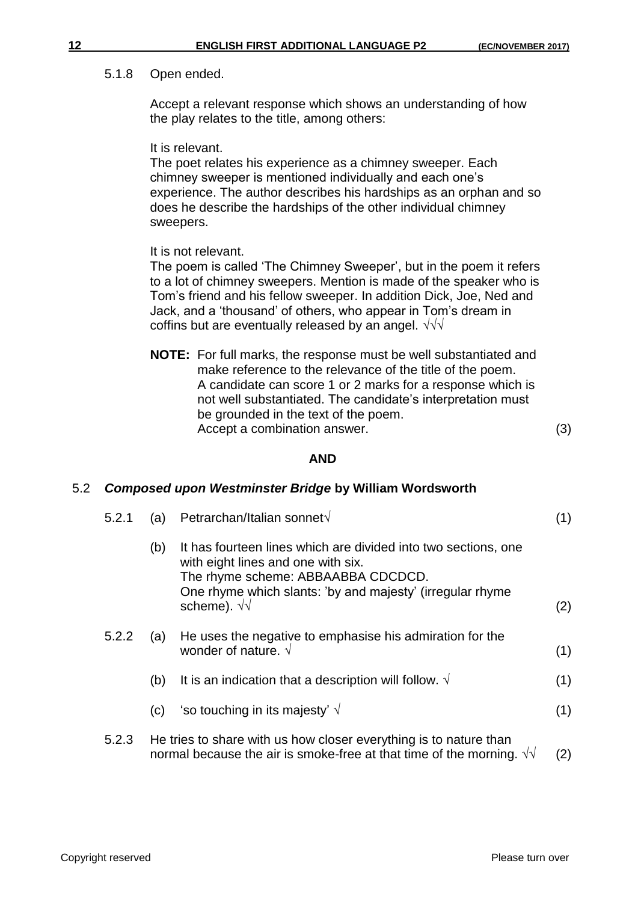5.1.8 Open ended.

Accept a relevant response which shows an understanding of how the play relates to the title, among others:

It is relevant.
The poet relates his experience as a chimney sweeper. Each chimney sweeper is mentioned individually and each one's experience. The author describes his hardships as an orphan and so does he describe the hardships of the other individual chimney sweepers.

It is not relevant.
The poem is called 'The Chimney Sweeper', but in the poem it refers to a lot of chimney sweepers. Mention is made of the speaker who is Tom's friend and his fellow sweeper. In addition Dick, Joe, Ned and Jack, and a 'thousand' of others, who appear in Tom's dream in coffins but are eventually released by an angel. √√√

**NOTE:** For full marks, the response must be well substantiated and make reference to the relevance of the title of the poem. A candidate can score 1 or 2 marks for a response which is not well substantiated. The candidate's interpretation must be grounded in the text of the poem.
Accept a combination answer. (3)

**AND**

## 5.2 ***Composed upon Westminster Bridge*** **by William Wordsworth**

5.2.1 (a) Petrarchan/Italian sonnet√ (1)

(b) It has fourteen lines which are divided into two sections, one with eight lines and one with six.
The rhyme scheme: ABBAABBA CDCDCD.
One rhyme which slants: 'by and majesty' (irregular rhyme scheme). √√ (2)

5.2.2 (a) He uses the negative to emphasise his admiration for the wonder of nature. √ (1)

(b) It is an indication that a description will follow. √ (1)

(c) 'so touching in its majesty' √ (1)

5.2.3 He tries to share with us how closer everything is to nature than normal because the air is smoke-free at that time of the morning. √√ (2)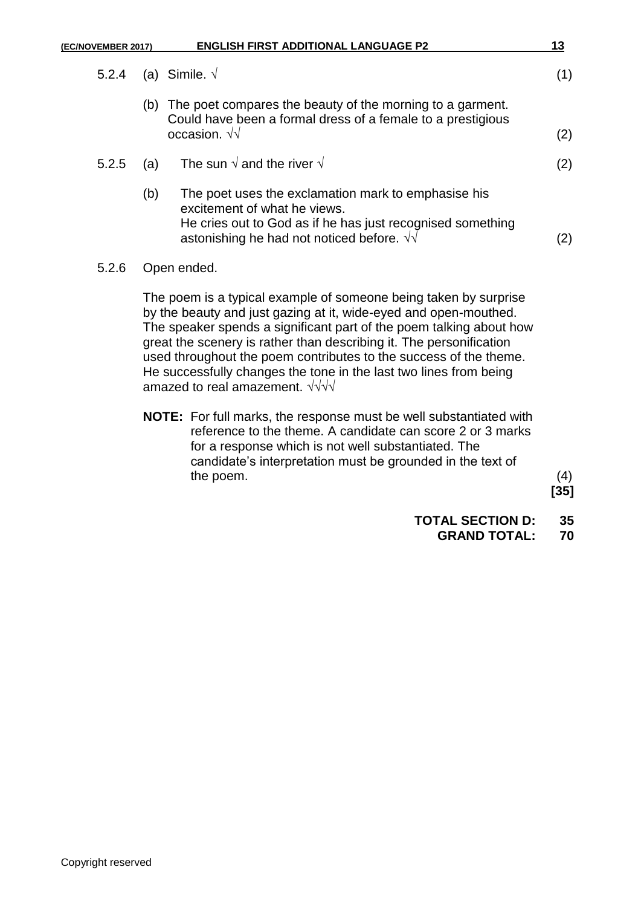5.2.4 (a) Simile. √ (1)

(b) The poet compares the beauty of the morning to a garment. Could have been a formal dress of a female to a prestigious occasion. √√ (2)

5.2.5 (a) The sun √ and the river √ (2)

(b) The poet uses the exclamation mark to emphasise his excitement of what he views.
He cries out to God as if he has just recognised something astonishing he had not noticed before. √√ (2)

5.2.6 Open ended.

The poem is a typical example of someone being taken by surprise by the beauty and just gazing at it, wide-eyed and open-mouthed. The speaker spends a significant part of the poem talking about how great the scenery is rather than describing it. The personification used throughout the poem contributes to the success of the theme. He successfully changes the tone in the last two lines from being amazed to real amazement. √√√√

**NOTE:** For full marks, the response must be well substantiated with reference to the theme. A candidate can score 2 or 3 marks for a response which is not well substantiated. The candidate's interpretation must be grounded in the text of the poem. (4)

**[35]**

**TOTAL SECTION D: 35**
**GRAND TOTAL: 70**